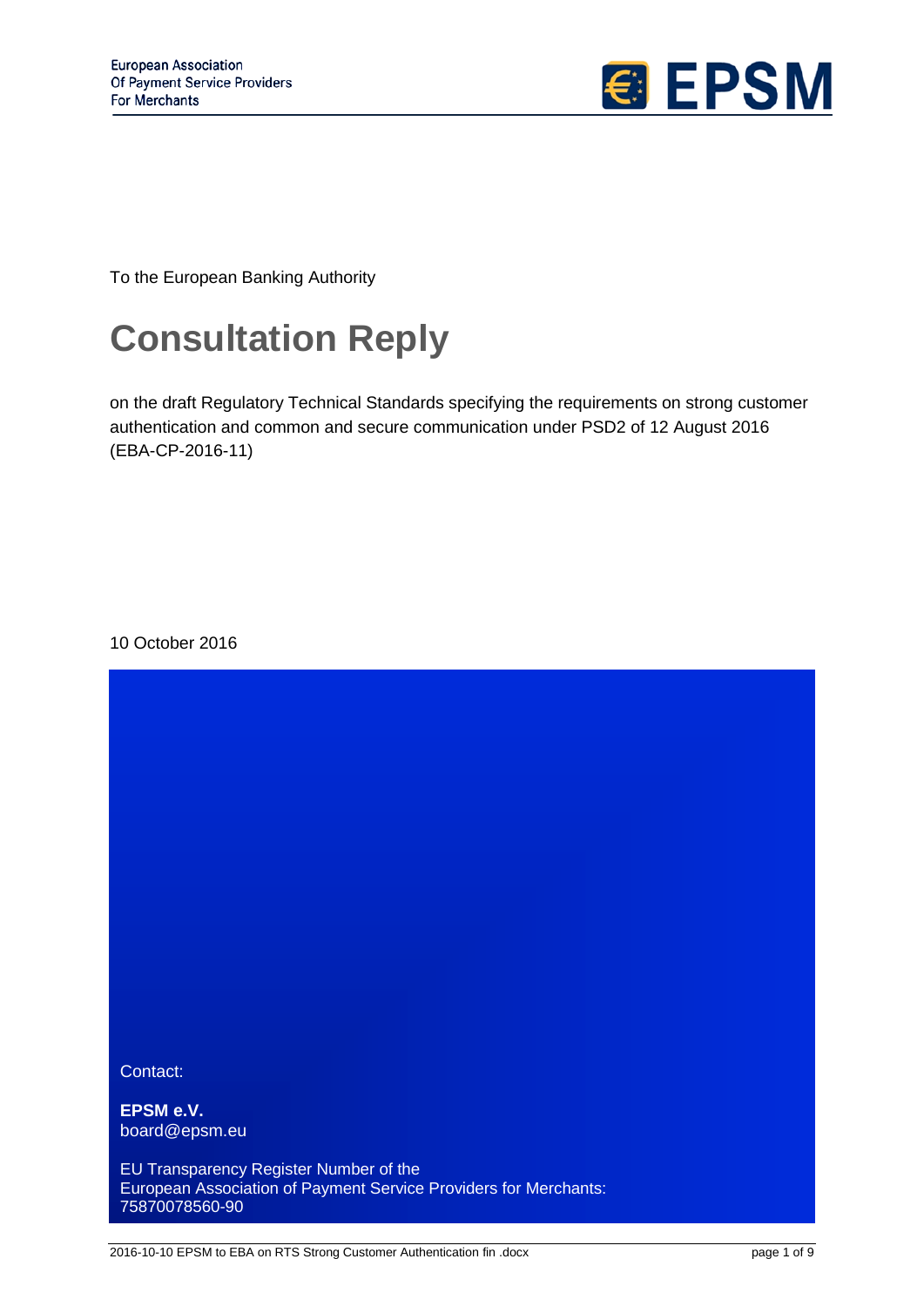European Association
Of Payment Service Providers
For Merchants

EPSM

To the European Banking Authority

# Consultation Reply

on the draft Regulatory Technical Standards specifying the requirements on strong customer authentication and common and secure communication under PSD2 of 12 August 2016 (EBA-CP-2016-11)

10 October 2016

Contact:

**EPSM e.V.**
board@epsm.eu

EU Transparency Register Number of the
European Association of Payment Service Providers for Merchants:
75870078560-90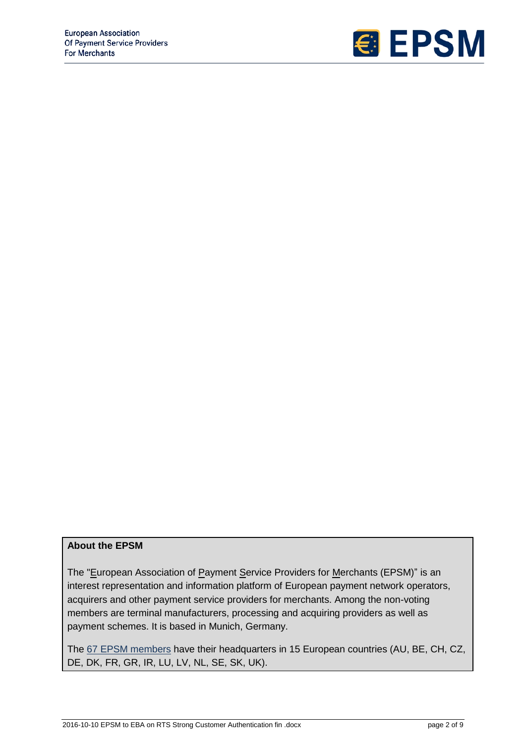**About the EPSM**

The "European Association of Payment Service Providers for Merchants (EPSM)" is an interest representation and information platform of European payment network operators, acquirers and other payment service providers for merchants. Among the non-voting members are terminal manufacturers, processing and acquiring providers as well as payment schemes. It is based in Munich, Germany.

The 67 EPSM members have their headquarters in 15 European countries (AU, BE, CH, CZ, DE, DK, FR, GR, IR, LU, LV, NL, SE, SK, UK).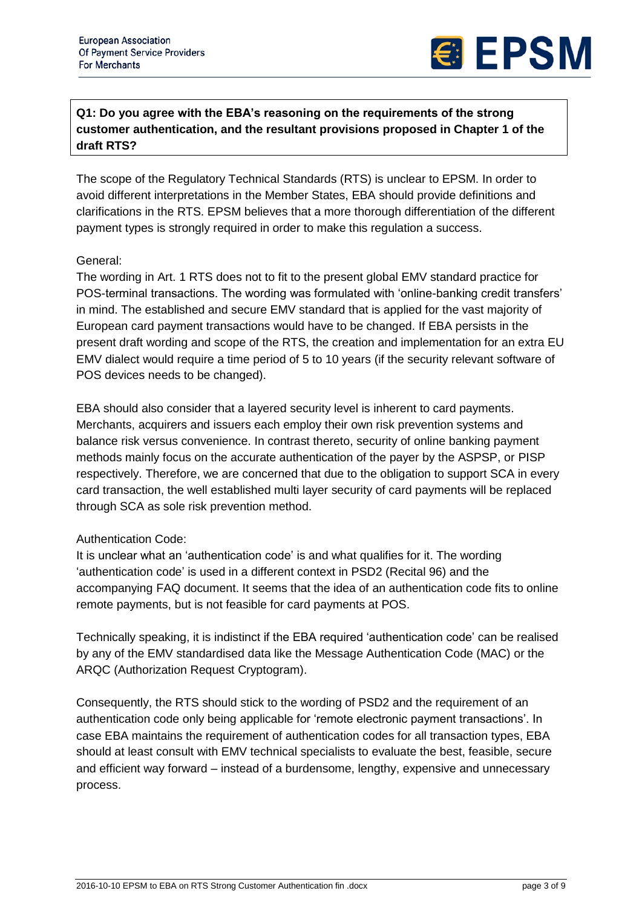**Q1: Do you agree with the EBA's reasoning on the requirements of the strong customer authentication, and the resultant provisions proposed in Chapter 1 of the draft RTS?**

The scope of the Regulatory Technical Standards (RTS) is unclear to EPSM. In order to avoid different interpretations in the Member States, EBA should provide definitions and clarifications in the RTS. EPSM believes that a more thorough differentiation of the different payment types is strongly required in order to make this regulation a success.

General:

The wording in Art. 1 RTS does not to fit to the present global EMV standard practice for POS-terminal transactions. The wording was formulated with 'online-banking credit transfers' in mind. The established and secure EMV standard that is applied for the vast majority of European card payment transactions would have to be changed. If EBA persists in the present draft wording and scope of the RTS, the creation and implementation for an extra EU EMV dialect would require a time period of 5 to 10 years (if the security relevant software of POS devices needs to be changed).

EBA should also consider that a layered security level is inherent to card payments. Merchants, acquirers and issuers each employ their own risk prevention systems and balance risk versus convenience. In contrast thereto, security of online banking payment methods mainly focus on the accurate authentication of the payer by the ASPSP, or PISP respectively. Therefore, we are concerned that due to the obligation to support SCA in every card transaction, the well established multi layer security of card payments will be replaced through SCA as sole risk prevention method.

Authentication Code:

It is unclear what an 'authentication code' is and what qualifies for it. The wording 'authentication code' is used in a different context in PSD2 (Recital 96) and the accompanying FAQ document. It seems that the idea of an authentication code fits to online remote payments, but is not feasible for card payments at POS.

Technically speaking, it is indistinct if the EBA required 'authentication code' can be realised by any of the EMV standardised data like the Message Authentication Code (MAC) or the ARQC (Authorization Request Cryptogram).

Consequently, the RTS should stick to the wording of PSD2 and the requirement of an authentication code only being applicable for 'remote electronic payment transactions'. In case EBA maintains the requirement of authentication codes for all transaction types, EBA should at least consult with EMV technical specialists to evaluate the best, feasible, secure and efficient way forward – instead of a burdensome, lengthy, expensive and unnecessary process.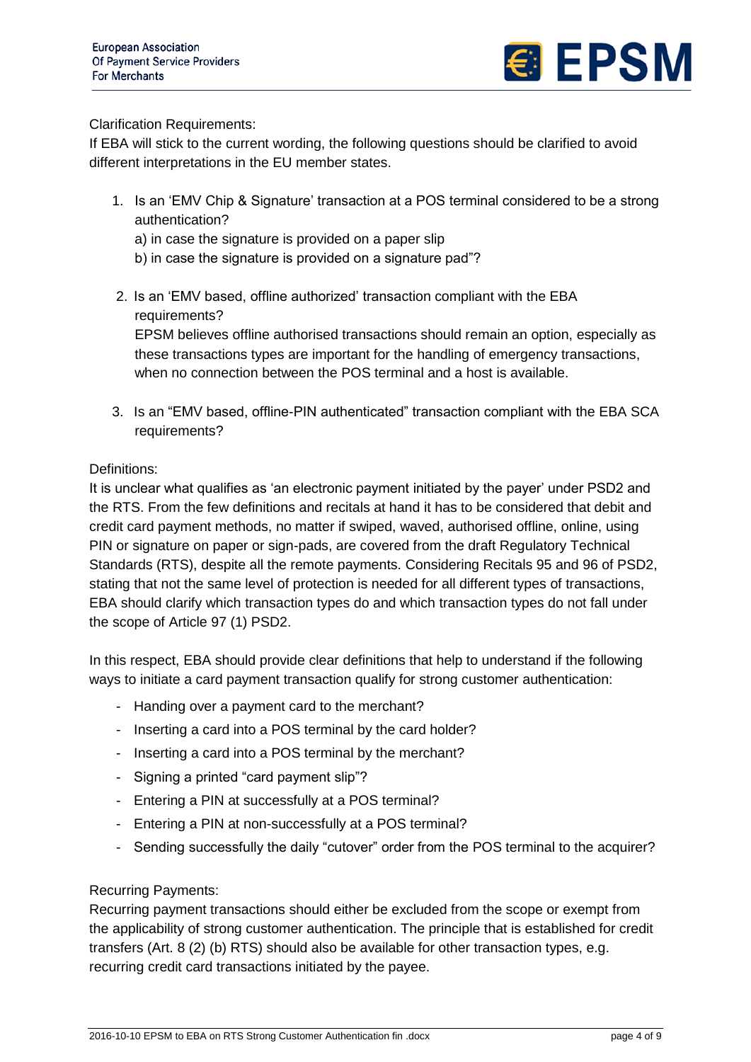Clarification Requirements:
If EBA will stick to the current wording, the following questions should be clarified to avoid different interpretations in the EU member states.

1. Is an 'EMV Chip & Signature' transaction at a POS terminal considered to be a strong authentication?
   a) in case the signature is provided on a paper slip
   b) in case the signature is provided on a signature pad"?

2. Is an 'EMV based, offline authorized' transaction compliant with the EBA requirements?
   EPSM believes offline authorised transactions should remain an option, especially as these transactions types are important for the handling of emergency transactions, when no connection between the POS terminal and a host is available.

3. Is an "EMV based, offline-PIN authenticated" transaction compliant with the EBA SCA requirements?

Definitions:
It is unclear what qualifies as 'an electronic payment initiated by the payer' under PSD2 and the RTS. From the few definitions and recitals at hand it has to be considered that debit and credit card payment methods, no matter if swiped, waved, authorised offline, online, using PIN or signature on paper or sign-pads, are covered from the draft Regulatory Technical Standards (RTS), despite all the remote payments. Considering Recitals 95 and 96 of PSD2, stating that not the same level of protection is needed for all different types of transactions, EBA should clarify which transaction types do and which transaction types do not fall under the scope of Article 97 (1) PSD2.

In this respect, EBA should provide clear definitions that help to understand if the following ways to initiate a card payment transaction qualify for strong customer authentication:

- Handing over a payment card to the merchant?
- Inserting a card into a POS terminal by the card holder?
- Inserting a card into a POS terminal by the merchant?
- Signing a printed "card payment slip"?
- Entering a PIN at successfully at a POS terminal?
- Entering a PIN at non-successfully at a POS terminal?
- Sending successfully the daily "cutover" order from the POS terminal to the acquirer?

Recurring Payments:
Recurring payment transactions should either be excluded from the scope or exempt from the applicability of strong customer authentication. The principle that is established for credit transfers (Art. 8 (2) (b) RTS) should also be available for other transaction types, e.g. recurring credit card transactions initiated by the payee.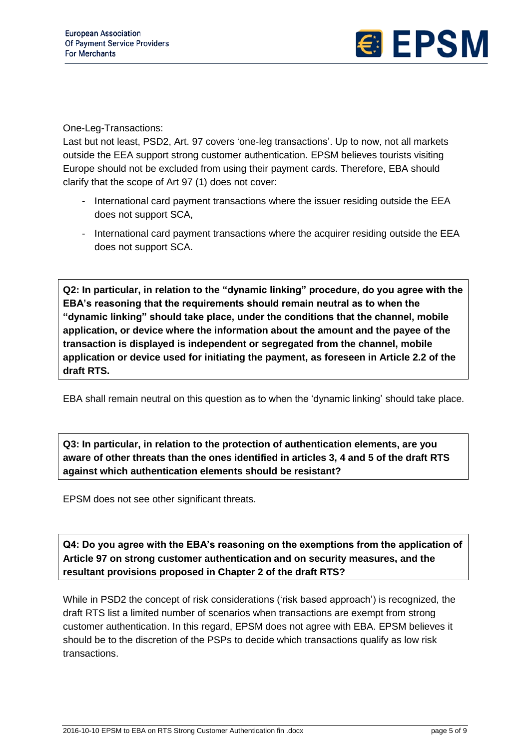One-Leg-Transactions:
Last but not least, PSD2, Art. 97 covers 'one-leg transactions'. Up to now, not all markets outside the EEA support strong customer authentication. EPSM believes tourists visiting Europe should not be excluded from using their payment cards. Therefore, EBA should clarify that the scope of Art 97 (1) does not cover:

- International card payment transactions where the issuer residing outside the EEA does not support SCA,
- International card payment transactions where the acquirer residing outside the EEA does not support SCA.

**Q2: In particular, in relation to the "dynamic linking" procedure, do you agree with the EBA's reasoning that the requirements should remain neutral as to when the "dynamic linking" should take place, under the conditions that the channel, mobile application, or device where the information about the amount and the payee of the transaction is displayed is independent or segregated from the channel, mobile application or device used for initiating the payment, as foreseen in Article 2.2 of the draft RTS.**

EBA shall remain neutral on this question as to when the 'dynamic linking' should take place.

**Q3: In particular, in relation to the protection of authentication elements, are you aware of other threats than the ones identified in articles 3, 4 and 5 of the draft RTS against which authentication elements should be resistant?**

EPSM does not see other significant threats.

**Q4: Do you agree with the EBA's reasoning on the exemptions from the application of Article 97 on strong customer authentication and on security measures, and the resultant provisions proposed in Chapter 2 of the draft RTS?**

While in PSD2 the concept of risk considerations ('risk based approach') is recognized, the draft RTS list a limited number of scenarios when transactions are exempt from strong customer authentication. In this regard, EPSM does not agree with EBA. EPSM believes it should be to the discretion of the PSPs to decide which transactions qualify as low risk transactions.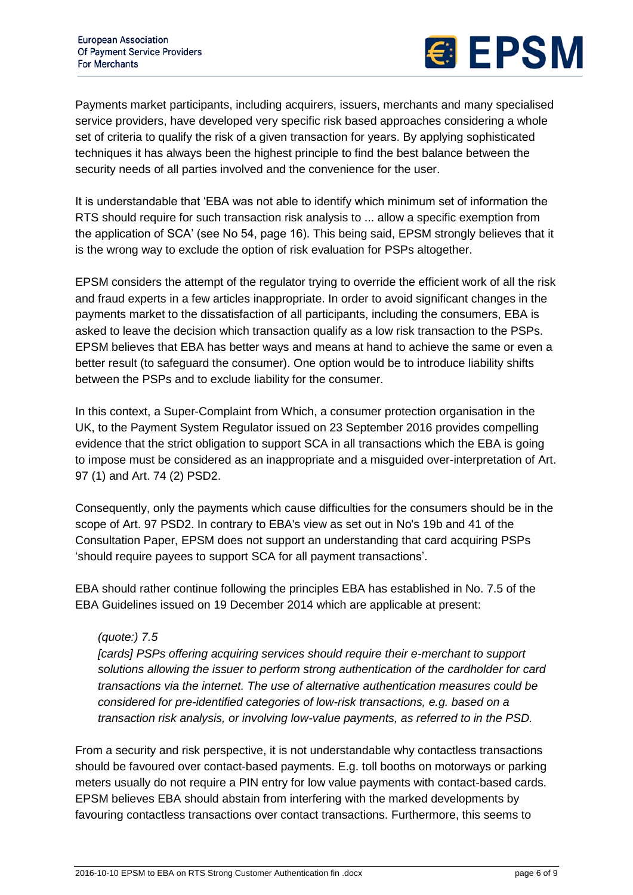Payments market participants, including acquirers, issuers, merchants and many specialised service providers, have developed very specific risk based approaches considering a whole set of criteria to qualify the risk of a given transaction for years. By applying sophisticated techniques it has always been the highest principle to find the best balance between the security needs of all parties involved and the convenience for the user.

It is understandable that 'EBA was not able to identify which minimum set of information the RTS should require for such transaction risk analysis to ... allow a specific exemption from the application of SCA' (see No 54, page 16). This being said, EPSM strongly believes that it is the wrong way to exclude the option of risk evaluation for PSPs altogether.

EPSM considers the attempt of the regulator trying to override the efficient work of all the risk and fraud experts in a few articles inappropriate. In order to avoid significant changes in the payments market to the dissatisfaction of all participants, including the consumers, EBA is asked to leave the decision which transaction qualify as a low risk transaction to the PSPs. EPSM believes that EBA has better ways and means at hand to achieve the same or even a better result (to safeguard the consumer). One option would be to introduce liability shifts between the PSPs and to exclude liability for the consumer.

In this context, a Super-Complaint from Which, a consumer protection organisation in the UK, to the Payment System Regulator issued on 23 September 2016 provides compelling evidence that the strict obligation to support SCA in all transactions which the EBA is going to impose must be considered as an inappropriate and a misguided over-interpretation of Art. 97 (1) and Art. 74 (2) PSD2.

Consequently, only the payments which cause difficulties for the consumers should be in the scope of Art. 97 PSD2. In contrary to EBA's view as set out in No's 19b and 41 of the Consultation Paper, EPSM does not support an understanding that card acquiring PSPs 'should require payees to support SCA for all payment transactions'.

EBA should rather continue following the principles EBA has established in No. 7.5 of the EBA Guidelines issued on 19 December 2014 which are applicable at present:

> *(quote:) 7.5*
> *[cards] PSPs offering acquiring services should require their e-merchant to support solutions allowing the issuer to perform strong authentication of the cardholder for card transactions via the internet. The use of alternative authentication measures could be considered for pre-identified categories of low-risk transactions, e.g. based on a transaction risk analysis, or involving low-value payments, as referred to in the PSD.*

From a security and risk perspective, it is not understandable why contactless transactions should be favoured over contact-based payments. E.g. toll booths on motorways or parking meters usually do not require a PIN entry for low value payments with contact-based cards. EPSM believes EBA should abstain from interfering with the marked developments by favouring contactless transactions over contact transactions. Furthermore, this seems to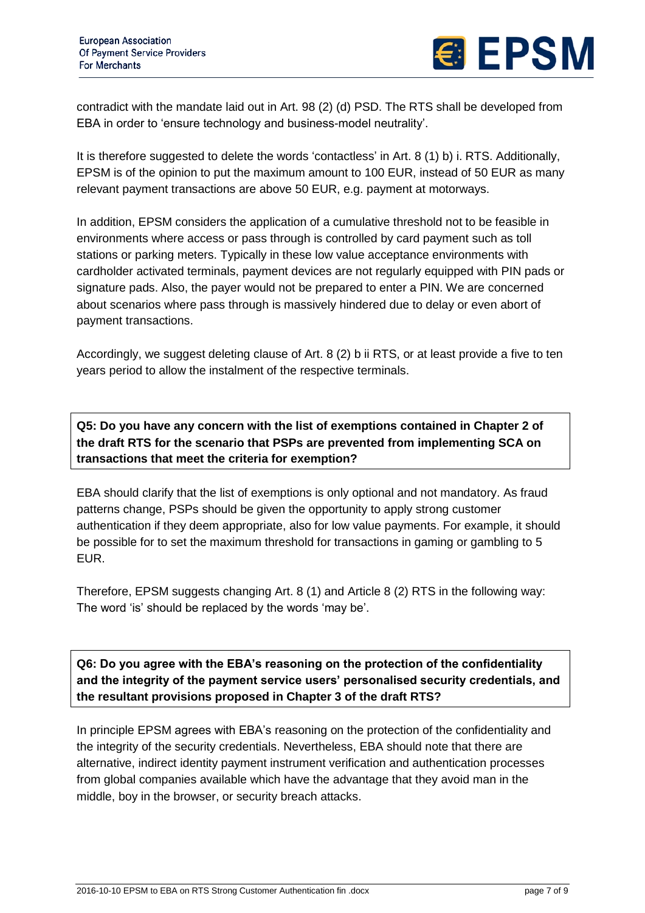contradict with the mandate laid out in Art. 98 (2) (d) PSD. The RTS shall be developed from EBA in order to 'ensure technology and business-model neutrality'.

It is therefore suggested to delete the words 'contactless' in Art. 8 (1) b) i. RTS. Additionally, EPSM is of the opinion to put the maximum amount to 100 EUR, instead of 50 EUR as many relevant payment transactions are above 50 EUR, e.g. payment at motorways.

In addition, EPSM considers the application of a cumulative threshold not to be feasible in environments where access or pass through is controlled by card payment such as toll stations or parking meters. Typically in these low value acceptance environments with cardholder activated terminals, payment devices are not regularly equipped with PIN pads or signature pads. Also, the payer would not be prepared to enter a PIN. We are concerned about scenarios where pass through is massively hindered due to delay or even abort of payment transactions.

Accordingly, we suggest deleting clause of Art. 8 (2) b ii RTS, or at least provide a five to ten years period to allow the instalment of the respective terminals.

**Q5: Do you have any concern with the list of exemptions contained in Chapter 2 of the draft RTS for the scenario that PSPs are prevented from implementing SCA on transactions that meet the criteria for exemption?**

EBA should clarify that the list of exemptions is only optional and not mandatory. As fraud patterns change, PSPs should be given the opportunity to apply strong customer authentication if they deem appropriate, also for low value payments. For example, it should be possible for to set the maximum threshold for transactions in gaming or gambling to 5 EUR.

Therefore, EPSM suggests changing Art. 8 (1) and Article 8 (2) RTS in the following way: The word 'is' should be replaced by the words 'may be'.

**Q6: Do you agree with the EBA's reasoning on the protection of the confidentiality and the integrity of the payment service users' personalised security credentials, and the resultant provisions proposed in Chapter 3 of the draft RTS?**

In principle EPSM agrees with EBA's reasoning on the protection of the confidentiality and the integrity of the security credentials. Nevertheless, EBA should note that there are alternative, indirect identity payment instrument verification and authentication processes from global companies available which have the advantage that they avoid man in the middle, boy in the browser, or security breach attacks.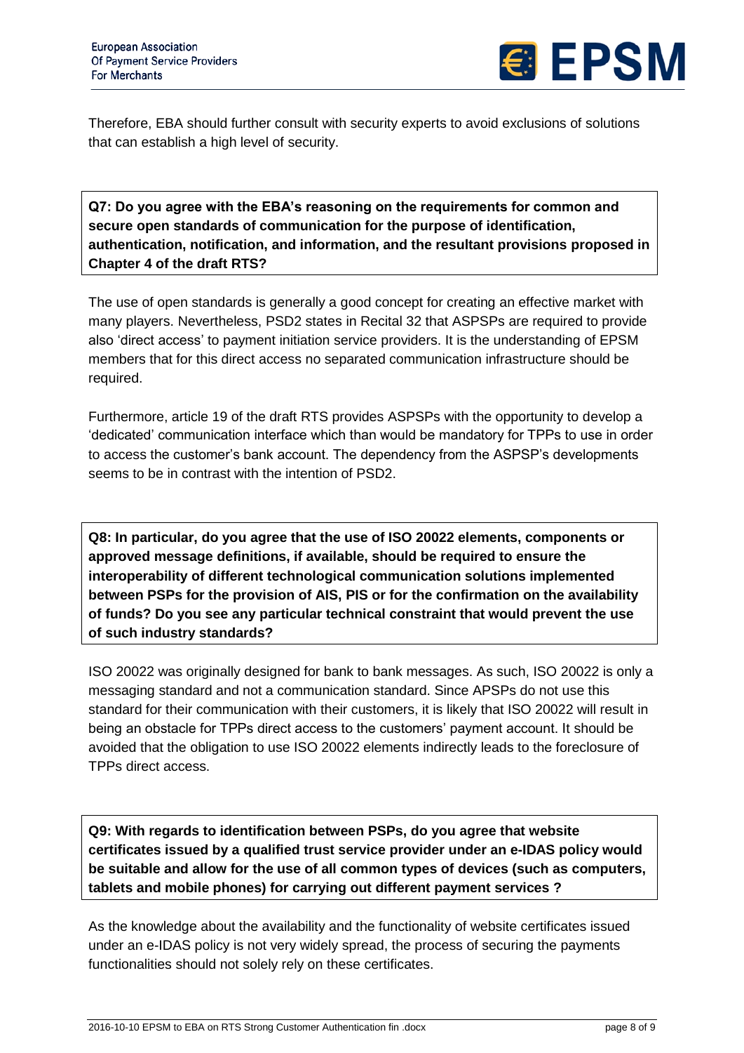Therefore, EBA should further consult with security experts to avoid exclusions of solutions that can establish a high level of security.

**Q7: Do you agree with the EBA's reasoning on the requirements for common and secure open standards of communication for the purpose of identification, authentication, notification, and information, and the resultant provisions proposed in Chapter 4 of the draft RTS?**

The use of open standards is generally a good concept for creating an effective market with many players. Nevertheless, PSD2 states in Recital 32 that ASPSPs are required to provide also 'direct access' to payment initiation service providers. It is the understanding of EPSM members that for this direct access no separated communication infrastructure should be required.

Furthermore, article 19 of the draft RTS provides ASPSPs with the opportunity to develop a 'dedicated' communication interface which than would be mandatory for TPPs to use in order to access the customer's bank account. The dependency from the ASPSP's developments seems to be in contrast with the intention of PSD2.

**Q8: In particular, do you agree that the use of ISO 20022 elements, components or approved message definitions, if available, should be required to ensure the interoperability of different technological communication solutions implemented between PSPs for the provision of AIS, PIS or for the confirmation on the availability of funds? Do you see any particular technical constraint that would prevent the use of such industry standards?**

ISO 20022 was originally designed for bank to bank messages. As such, ISO 20022 is only a messaging standard and not a communication standard. Since APSPs do not use this standard for their communication with their customers, it is likely that ISO 20022 will result in being an obstacle for TPPs direct access to the customers' payment account. It should be avoided that the obligation to use ISO 20022 elements indirectly leads to the foreclosure of TPPs direct access.

**Q9: With regards to identification between PSPs, do you agree that website certificates issued by a qualified trust service provider under an e-IDAS policy would be suitable and allow for the use of all common types of devices (such as computers, tablets and mobile phones) for carrying out different payment services ?**

As the knowledge about the availability and the functionality of website certificates issued under an e-IDAS policy is not very widely spread, the process of securing the payments functionalities should not solely rely on these certificates.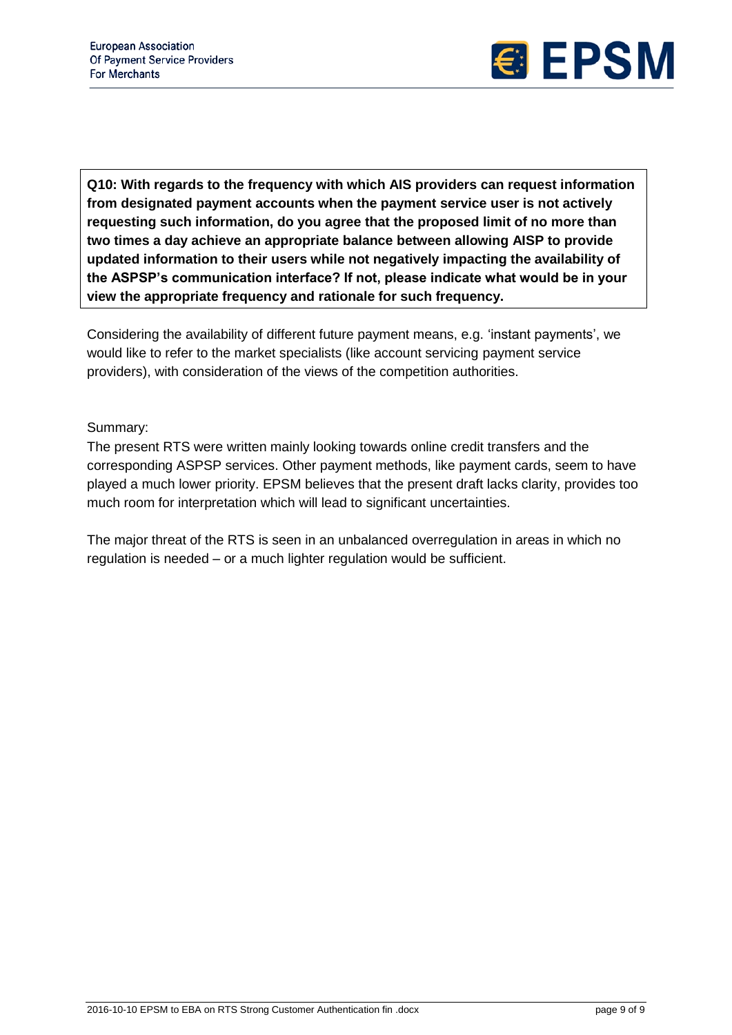**Q10: With regards to the frequency with which AIS providers can request information from designated payment accounts when the payment service user is not actively requesting such information, do you agree that the proposed limit of no more than two times a day achieve an appropriate balance between allowing AISP to provide updated information to their users while not negatively impacting the availability of the ASPSP's communication interface? If not, please indicate what would be in your view the appropriate frequency and rationale for such frequency.**

Considering the availability of different future payment means, e.g. 'instant payments', we would like to refer to the market specialists (like account servicing payment service providers), with consideration of the views of the competition authorities.

Summary:
The present RTS were written mainly looking towards online credit transfers and the corresponding ASPSP services. Other payment methods, like payment cards, seem to have played a much lower priority. EPSM believes that the present draft lacks clarity, provides too much room for interpretation which will lead to significant uncertainties.

The major threat of the RTS is seen in an unbalanced overregulation in areas in which no regulation is needed – or a much lighter regulation would be sufficient.